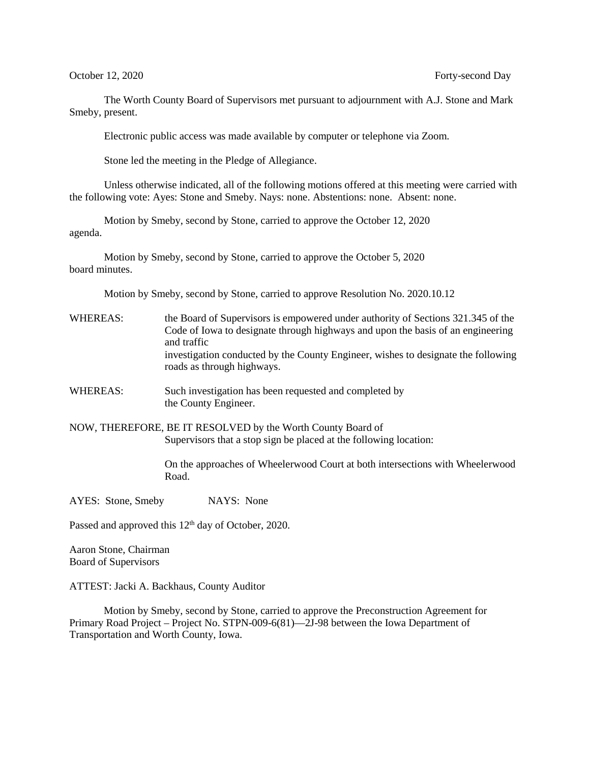October 12, 2020 Forty-second Day

The Worth County Board of Supervisors met pursuant to adjournment with A.J. Stone and Mark Smeby, present.

Electronic public access was made available by computer or telephone via Zoom.

Stone led the meeting in the Pledge of Allegiance.

Unless otherwise indicated, all of the following motions offered at this meeting were carried with the following vote: Ayes: Stone and Smeby. Nays: none. Abstentions: none. Absent: none.

Motion by Smeby, second by Stone, carried to approve the October 12, 2020 agenda.

Motion by Smeby, second by Stone, carried to approve the October 5, 2020 board minutes.

Motion by Smeby, second by Stone, carried to approve Resolution No. 2020.10.12

WHEREAS: the Board of Supervisors is empowered under authority of Sections 321.345 of the Code of Iowa to designate through highways and upon the basis of an engineering and traffic investigation conducted by the County Engineer, wishes to designate the following roads as through highways.

WHEREAS: Such investigation has been requested and completed by the County Engineer.

NOW, THEREFORE, BE IT RESOLVED by the Worth County Board of Supervisors that a stop sign be placed at the following location:

On the approaches of Wheelerwood Court at both intersections with Wheelerwood Road.

AYES: Stone, Smeby NAYS: None

Passed and approved this 12th day of October, 2020.

Aaron Stone, Chairman
Board of Supervisors

ATTEST: Jacki A. Backhaus, County Auditor

Motion by Smeby, second by Stone, carried to approve the Preconstruction Agreement for Primary Road Project – Project No. STPN-009-6(81)—2J-98 between the Iowa Department of Transportation and Worth County, Iowa.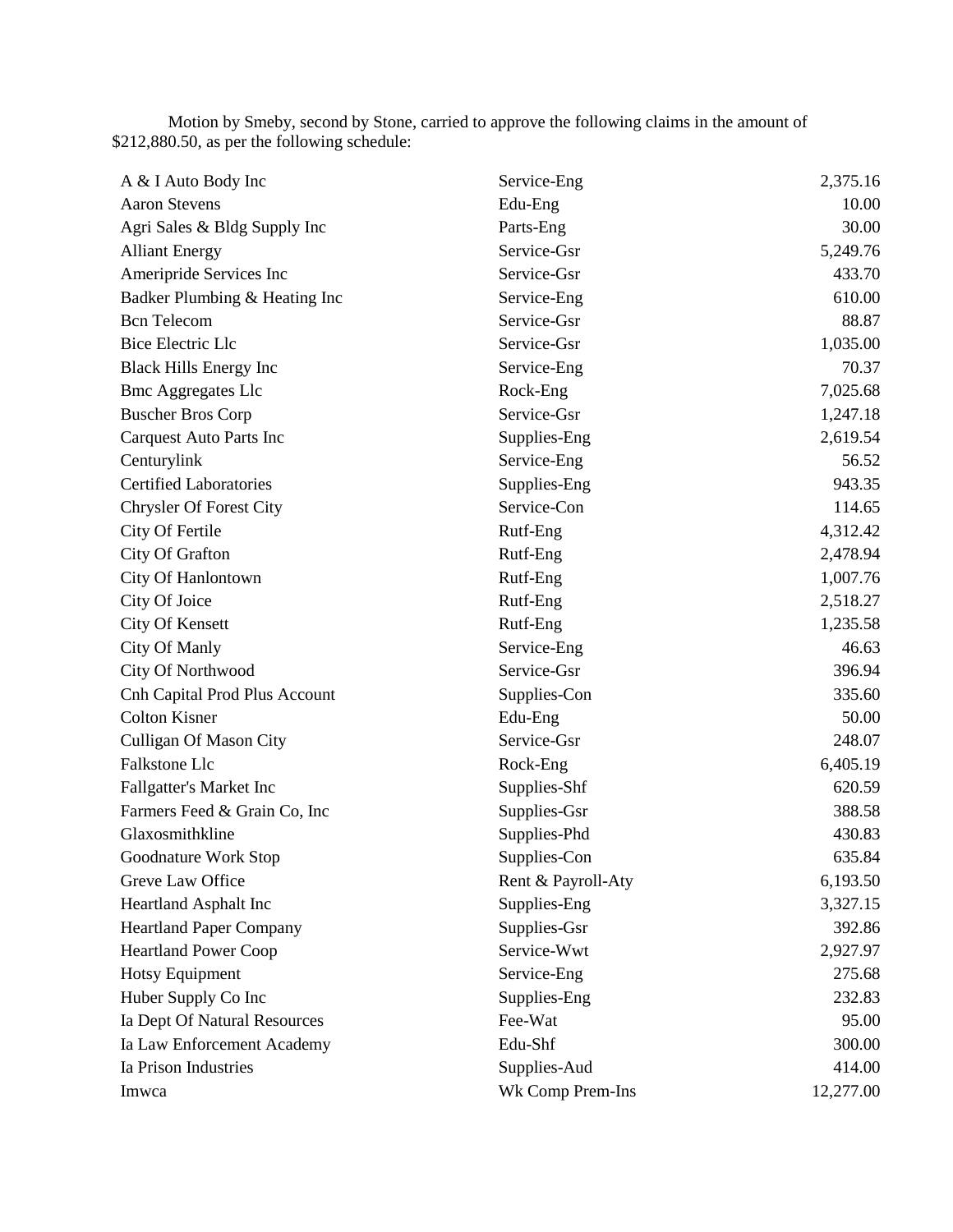Motion by Smeby, second by Stone, carried to approve the following claims in the amount of $212,880.50, as per the following schedule:

| | | |
|---|---|---|
| A & I Auto Body Inc | Service-Eng | 2,375.16 |
| Aaron Stevens | Edu-Eng | 10.00 |
| Agri Sales & Bldg Supply Inc | Parts-Eng | 30.00 |
| Alliant Energy | Service-Gsr | 5,249.76 |
| Ameripride Services Inc | Service-Gsr | 433.70 |
| Badker Plumbing & Heating Inc | Service-Eng | 610.00 |
| Bcn Telecom | Service-Gsr | 88.87 |
| Bice Electric Llc | Service-Gsr | 1,035.00 |
| Black Hills Energy Inc | Service-Eng | 70.37 |
| Bmc Aggregates Llc | Rock-Eng | 7,025.68 |
| Buscher Bros Corp | Service-Gsr | 1,247.18 |
| Carquest Auto Parts Inc | Supplies-Eng | 2,619.54 |
| Centurylink | Service-Eng | 56.52 |
| Certified Laboratories | Supplies-Eng | 943.35 |
| Chrysler Of Forest City | Service-Con | 114.65 |
| City Of Fertile | Rutf-Eng | 4,312.42 |
| City Of Grafton | Rutf-Eng | 2,478.94 |
| City Of Hanlontown | Rutf-Eng | 1,007.76 |
| City Of Joice | Rutf-Eng | 2,518.27 |
| City Of Kensett | Rutf-Eng | 1,235.58 |
| City Of Manly | Service-Eng | 46.63 |
| City Of Northwood | Service-Gsr | 396.94 |
| Cnh Capital Prod Plus Account | Supplies-Con | 335.60 |
| Colton Kisner | Edu-Eng | 50.00 |
| Culligan Of Mason City | Service-Gsr | 248.07 |
| Falkstone Llc | Rock-Eng | 6,405.19 |
| Fallgatter's Market Inc | Supplies-Shf | 620.59 |
| Farmers Feed & Grain Co, Inc | Supplies-Gsr | 388.58 |
| Glaxosmithkline | Supplies-Phd | 430.83 |
| Goodnature Work Stop | Supplies-Con | 635.84 |
| Greve Law Office | Rent & Payroll-Aty | 6,193.50 |
| Heartland Asphalt Inc | Supplies-Eng | 3,327.15 |
| Heartland Paper Company | Supplies-Gsr | 392.86 |
| Heartland Power Coop | Service-Wwt | 2,927.97 |
| Hotsy Equipment | Service-Eng | 275.68 |
| Huber Supply Co Inc | Supplies-Eng | 232.83 |
| Ia Dept Of Natural Resources | Fee-Wat | 95.00 |
| Ia Law Enforcement Academy | Edu-Shf | 300.00 |
| Ia Prison Industries | Supplies-Aud | 414.00 |
| Imwca | Wk Comp Prem-Ins | 12,277.00 |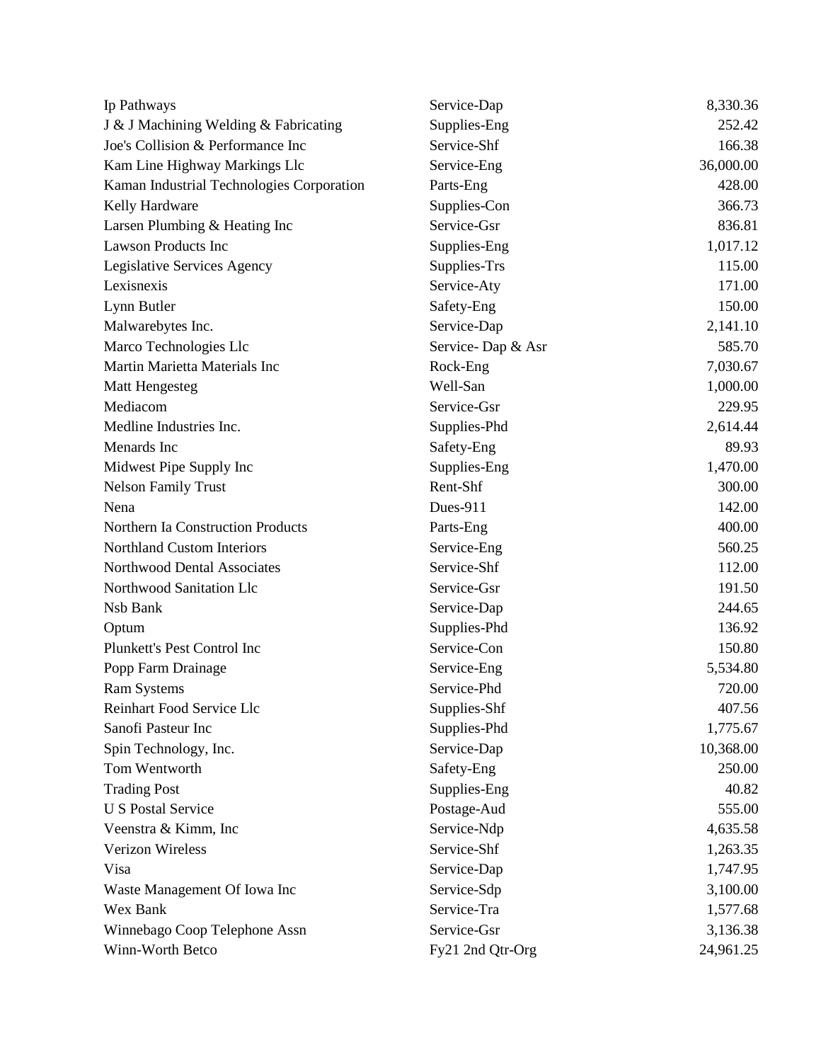| | | |
|---|---|---|
| Ip Pathways | Service-Dap | 8,330.36 |
| J & J Machining Welding & Fabricating | Supplies-Eng | 252.42 |
| Joe's Collision & Performance Inc | Service-Shf | 166.38 |
| Kam Line Highway Markings Llc | Service-Eng | 36,000.00 |
| Kaman Industrial Technologies Corporation | Parts-Eng | 428.00 |
| Kelly Hardware | Supplies-Con | 366.73 |
| Larsen Plumbing & Heating Inc | Service-Gsr | 836.81 |
| Lawson Products Inc | Supplies-Eng | 1,017.12 |
| Legislative Services Agency | Supplies-Trs | 115.00 |
| Lexisnexis | Service-Aty | 171.00 |
| Lynn Butler | Safety-Eng | 150.00 |
| Malwarebytes Inc. | Service-Dap | 2,141.10 |
| Marco Technologies Llc | Service- Dap & Asr | 585.70 |
| Martin Marietta Materials Inc | Rock-Eng | 7,030.67 |
| Matt Hengesteg | Well-San | 1,000.00 |
| Mediacom | Service-Gsr | 229.95 |
| Medline Industries Inc. | Supplies-Phd | 2,614.44 |
| Menards Inc | Safety-Eng | 89.93 |
| Midwest Pipe Supply Inc | Supplies-Eng | 1,470.00 |
| Nelson Family Trust | Rent-Shf | 300.00 |
| Nena | Dues-911 | 142.00 |
| Northern Ia Construction Products | Parts-Eng | 400.00 |
| Northland Custom Interiors | Service-Eng | 560.25 |
| Northwood Dental Associates | Service-Shf | 112.00 |
| Northwood Sanitation Llc | Service-Gsr | 191.50 |
| Nsb Bank | Service-Dap | 244.65 |
| Optum | Supplies-Phd | 136.92 |
| Plunkett's Pest Control Inc | Service-Con | 150.80 |
| Popp Farm Drainage | Service-Eng | 5,534.80 |
| Ram Systems | Service-Phd | 720.00 |
| Reinhart Food Service Llc | Supplies-Shf | 407.56 |
| Sanofi Pasteur Inc | Supplies-Phd | 1,775.67 |
| Spin Technology, Inc. | Service-Dap | 10,368.00 |
| Tom Wentworth | Safety-Eng | 250.00 |
| Trading Post | Supplies-Eng | 40.82 |
| U S Postal Service | Postage-Aud | 555.00 |
| Veenstra & Kimm, Inc | Service-Ndp | 4,635.58 |
| Verizon Wireless | Service-Shf | 1,263.35 |
| Visa | Service-Dap | 1,747.95 |
| Waste Management Of Iowa Inc | Service-Sdp | 3,100.00 |
| Wex Bank | Service-Tra | 1,577.68 |
| Winnebago Coop Telephone Assn | Service-Gsr | 3,136.38 |
| Winn-Worth Betco | Fy21 2nd Qtr-Org | 24,961.25 |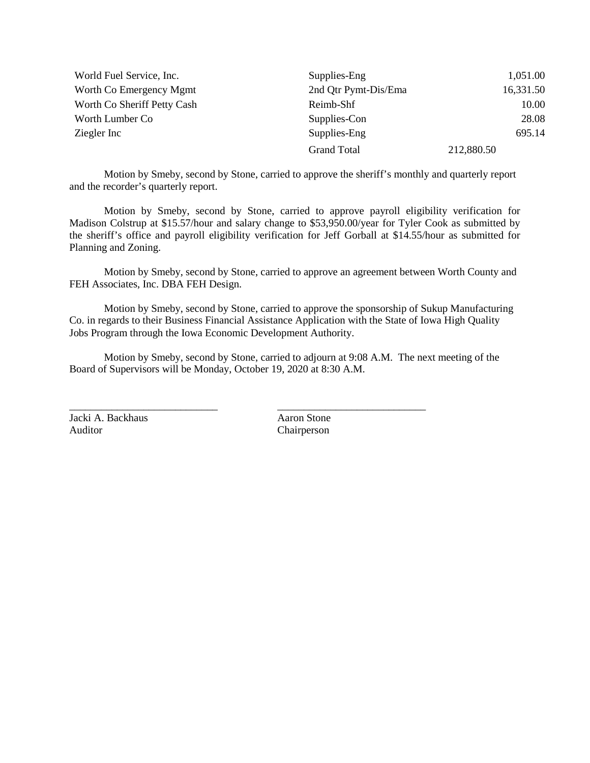| | | |
|---|---|---|
| World Fuel Service, Inc. | Supplies-Eng | 1,051.00 |
| Worth Co Emergency Mgmt | 2nd Qtr Pymt-Dis/Ema | 16,331.50 |
| Worth Co Sheriff Petty Cash | Reimb-Shf | 10.00 |
| Worth Lumber Co | Supplies-Con | 28.08 |
| Ziegler Inc | Supplies-Eng | 695.14 |
| | Grand Total | 212,880.50 |

Motion by Smeby, second by Stone, carried to approve the sheriff's monthly and quarterly report and the recorder's quarterly report.

Motion by Smeby, second by Stone, carried to approve payroll eligibility verification for Madison Colstrup at $15.57/hour and salary change to $53,950.00/year for Tyler Cook as submitted by the sheriff's office and payroll eligibility verification for Jeff Gorball at $14.55/hour as submitted for Planning and Zoning.

Motion by Smeby, second by Stone, carried to approve an agreement between Worth County and FEH Associates, Inc. DBA FEH Design.

Motion by Smeby, second by Stone, carried to approve the sponsorship of Sukup Manufacturing Co. in regards to their Business Financial Assistance Application with the State of Iowa High Quality Jobs Program through the Iowa Economic Development Authority.

Motion by Smeby, second by Stone, carried to adjourn at 9:08 A.M. The next meeting of the Board of Supervisors will be Monday, October 19, 2020 at 8:30 A.M.

\_\_\_\_\_\_\_\_\_\_\_\_\_\_\_\_\_\_\_\_\_\_\_\_\_\_\_\_ \_\_\_\_\_\_\_\_\_\_\_\_\_\_\_\_\_\_\_\_\_\_\_\_\_\_\_\_

Jacki A. Backhaus
Auditor

Aaron Stone
Chairperson